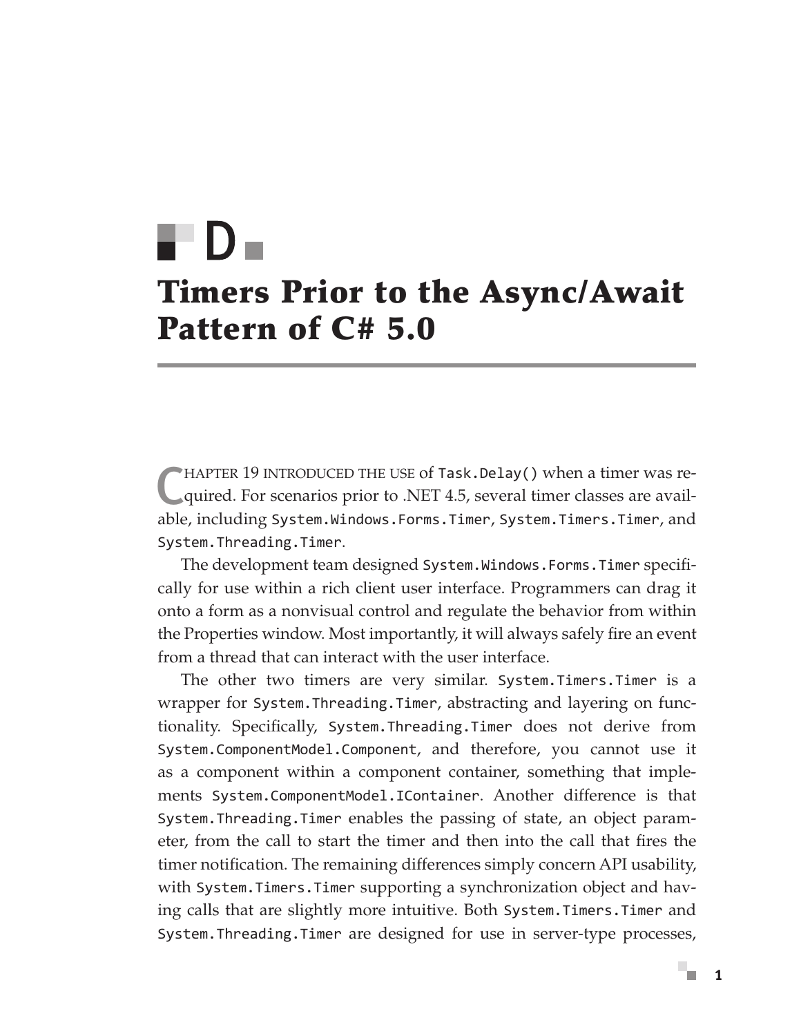# D

# Timers Prior to the Async/Await Pattern of C# 5.0

Chapter 19 introduced the use of `Task.Delay()` when a timer was required. For scenarios prior to .NET 4.5, several timer classes are available, including `System.Windows.Forms.Timer`, `System.Timers.Timer`, and `System.Threading.Timer`.

The development team designed `System.Windows.Forms.Timer` specifically for use within a rich client user interface. Programmers can drag it onto a form as a nonvisual control and regulate the behavior from within the Properties window. Most importantly, it will always safely fire an event from a thread that can interact with the user interface.

The other two timers are very similar. `System.Timers.Timer` is a wrapper for `System.Threading.Timer`, abstracting and layering on functionality. Specifically, `System.Threading.Timer` does not derive from `System.ComponentModel.Component`, and therefore, you cannot use it as a component within a component container, something that implements `System.ComponentModel.IContainer`. Another difference is that `System.Threading.Timer` enables the passing of state, an object parameter, from the call to start the timer and then into the call that fires the timer notification. The remaining differences simply concern API usability, with `System.Timers.Timer` supporting a synchronization object and having calls that are slightly more intuitive. Both `System.Timers.Timer` and `System.Threading.Timer` are designed for use in server-type processes,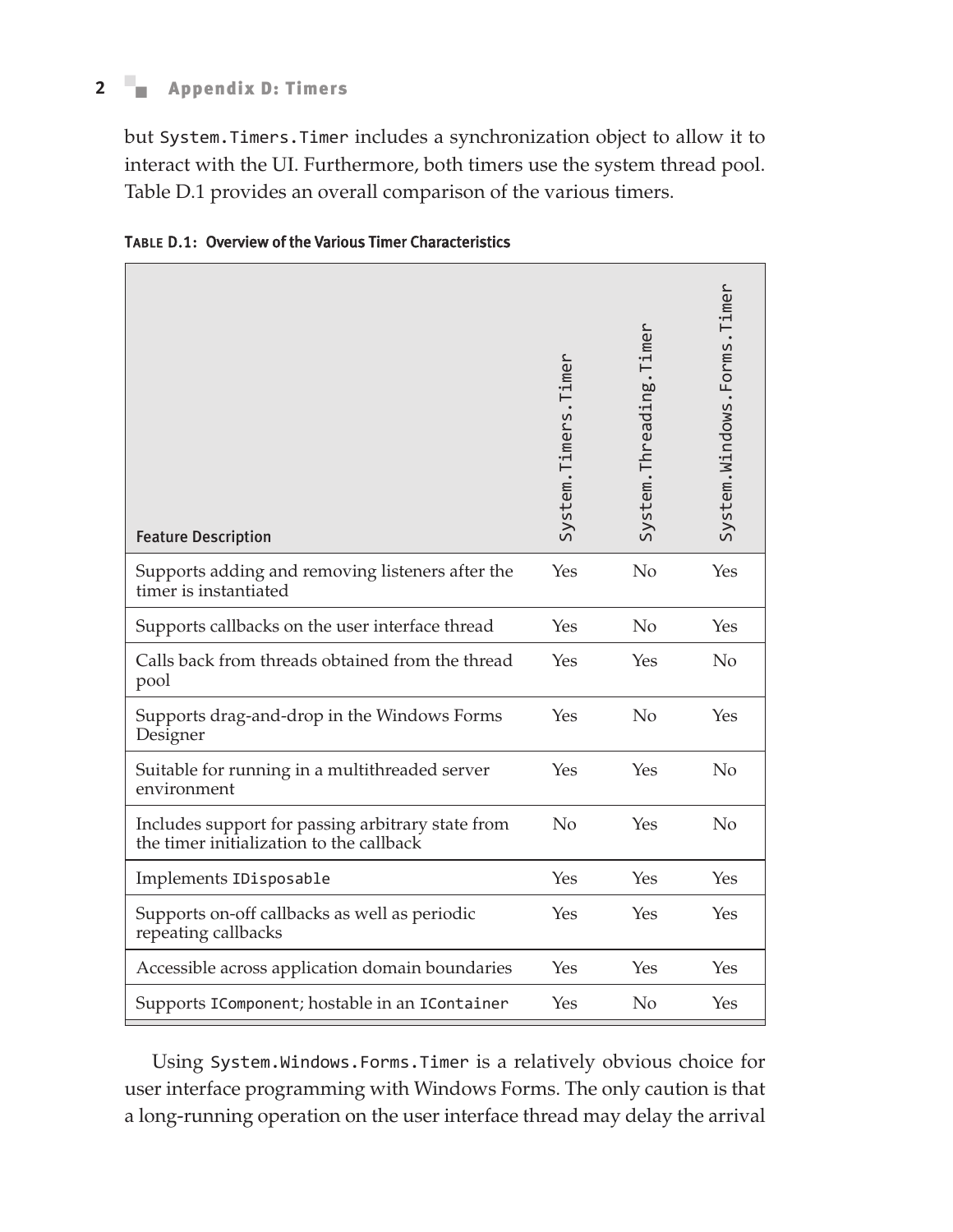but `System.Timers.Timer` includes a synchronization object to allow it to interact with the UI. Furthermore, both timers use the system thread pool. Table D.1 provides an overall comparison of the various timers.

**TABLE D.1: Overview of the Various Timer Characteristics**

| Feature Description | `System.Timers.Timer` | `System.Threading.Timer` | `System.Windows.Forms.Timer` |
|---|---|---|---|
| Supports adding and removing listeners after the timer is instantiated | Yes | No | Yes |
| Supports callbacks on the user interface thread | Yes | No | Yes |
| Calls back from threads obtained from the thread pool | Yes | Yes | No |
| Supports drag-and-drop in the Windows Forms Designer | Yes | No | Yes |
| Suitable for running in a multithreaded server environment | Yes | Yes | No |
| Includes support for passing arbitrary state from the timer initialization to the callback | No | Yes | No |
| Implements `IDisposable` | Yes | Yes | Yes |
| Supports on-off callbacks as well as periodic repeating callbacks | Yes | Yes | Yes |
| Accessible across application domain boundaries | Yes | Yes | Yes |
| Supports `IComponent`; hostable in an `IContainer` | Yes | No | Yes |

Using `System.Windows.Forms.Timer` is a relatively obvious choice for user interface programming with Windows Forms. The only caution is that a long-running operation on the user interface thread may delay the arrival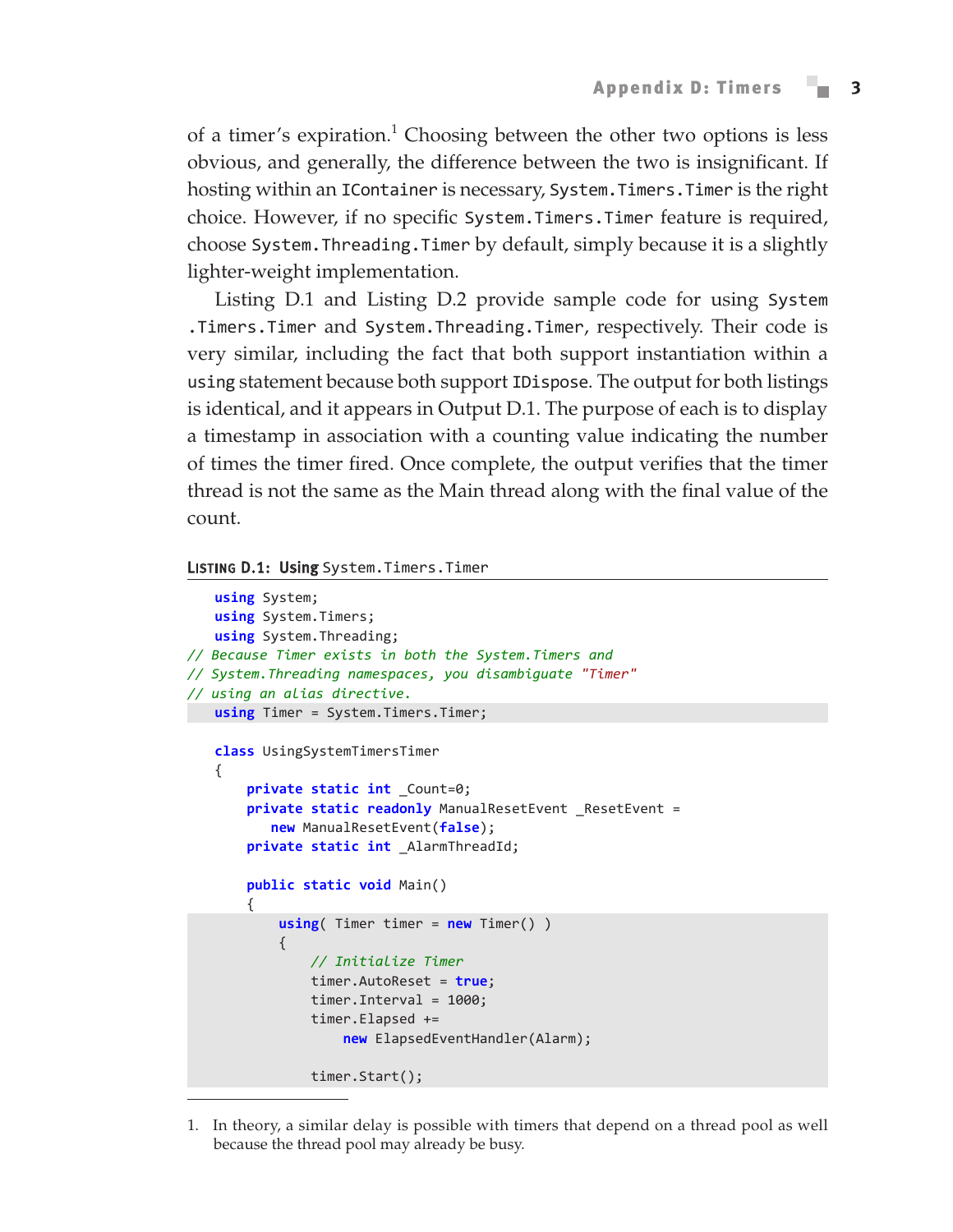of a timer's expiration.[1] Choosing between the other two options is less obvious, and generally, the difference between the two is insignificant. If hosting within an `IContainer` is necessary, `System.Timers.Timer` is the right choice. However, if no specific `System.Timers.Timer` feature is required, choose `System.Threading.Timer` by default, simply because it is a slightly lighter-weight implementation.

Listing D.1 and Listing D.2 provide sample code for using `System.Timers.Timer` and `System.Threading.Timer`, respectively. Their code is very similar, including the fact that both support instantiation within a `using` statement because both support `IDispose`. The output for both listings is identical, and it appears in Output D.1. The purpose of each is to display a timestamp in association with a counting value indicating the number of times the timer fired. Once complete, the output verifies that the timer thread is not the same as the Main thread along with the final value of the count.

**Listing D.1: Using** `System.Timers.Timer`

```
using System;
using System.Timers;
using System.Threading;
// Because Timer exists in both the System.Timers and
// System.Threading namespaces, you disambiguate "Timer"
// using an alias directive.
using Timer = System.Timers.Timer;

class UsingSystemTimersTimer
{
    private static int _Count=0;
    private static readonly ManualResetEvent _ResetEvent =
       new ManualResetEvent(false);
    private static int _AlarmThreadId;

    public static void Main()
    {
        using( Timer timer = new Timer() )
        {
            // Initialize Timer
            timer.AutoReset = true;
            timer.Interval = 1000;
            timer.Elapsed +=
                new ElapsedEventHandler(Alarm);

            timer.Start();
```

1. In theory, a similar delay is possible with timers that depend on a thread pool as well because the thread pool may already be busy.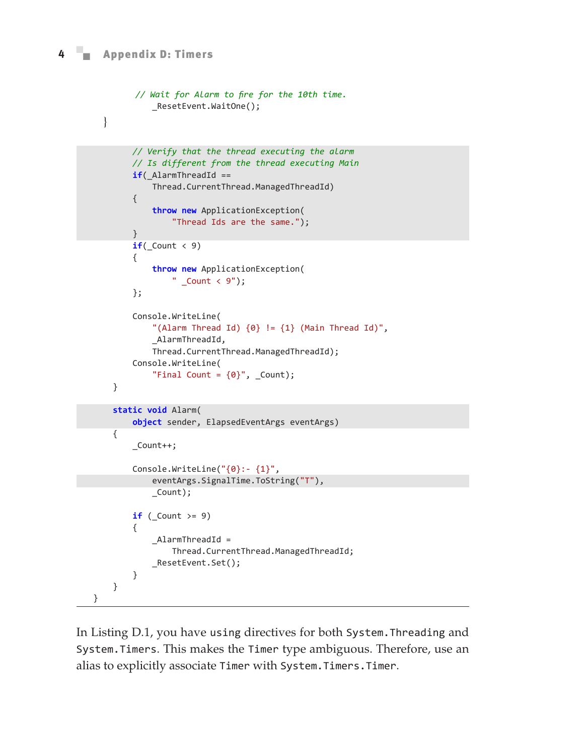```
            // Wait for Alarm to fire for the 10th time.
            _ResetEvent.WaitOne();
        }

            // Verify that the thread executing the alarm
            // Is different from the thread executing Main
            if(_AlarmThreadId ==
                Thread.CurrentThread.ManagedThreadId)
            {
                throw new ApplicationException(
                    "Thread Ids are the same.");
            }
            if(_Count < 9)
            {
                throw new ApplicationException(
                    " _Count < 9");
            };

            Console.WriteLine(
                "(Alarm Thread Id) {0} != {1} (Main Thread Id)",
                _AlarmThreadId,
                Thread.CurrentThread.ManagedThreadId);
            Console.WriteLine(
                "Final Count = {0}", _Count);
        }

        static void Alarm(
            object sender, ElapsedEventArgs eventArgs)
        {
            _Count++;

            Console.WriteLine("{0}:- {1}",
                eventArgs.SignalTime.ToString("T"),
                _Count);

            if (_Count >= 9)
            {
                _AlarmThreadId =
                    Thread.CurrentThread.ManagedThreadId;
                _ResetEvent.Set();
            }
        }
    }
```

In Listing D.1, you have `using` directives for both `System.Threading` and `System.Timers`. This makes the `Timer` type ambiguous. Therefore, use an alias to explicitly associate `Timer` with `System.Timers.Timer`.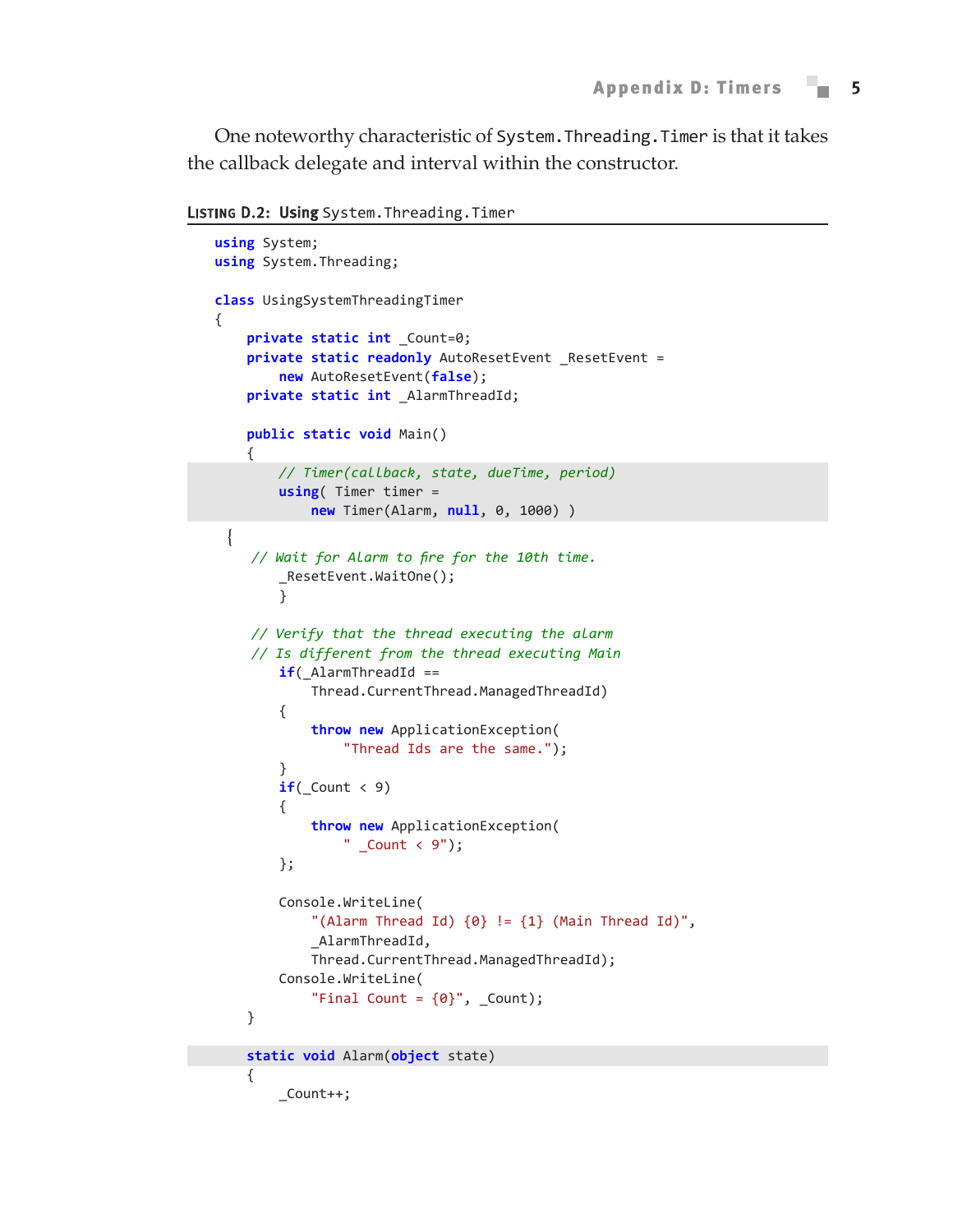One noteworthy characteristic of `System.Threading.Timer` is that it takes the callback delegate and interval within the constructor.

**LISTING D.2: Using `System.Threading.Timer`**

```
using System;
using System.Threading;

class UsingSystemThreadingTimer
{
    private static int _Count=0;
    private static readonly AutoResetEvent _ResetEvent =
        new AutoResetEvent(false);
    private static int _AlarmThreadId;

    public static void Main()
    {
        // Timer(callback, state, dueTime, period)
        using( Timer timer =
            new Timer(Alarm, null, 0, 1000) )
  {
     // Wait for Alarm to fire for the 10th time.
        _ResetEvent.WaitOne();
        }

     // Verify that the thread executing the alarm
     // Is different from the thread executing Main
        if(_AlarmThreadId ==
            Thread.CurrentThread.ManagedThreadId)
        {
            throw new ApplicationException(
                "Thread Ids are the same.");
        }
        if(_Count < 9)
        {
            throw new ApplicationException(
                " _Count < 9");
        };

        Console.WriteLine(
            "(Alarm Thread Id) {0} != {1} (Main Thread Id)",
            _AlarmThreadId,
            Thread.CurrentThread.ManagedThreadId);
        Console.WriteLine(
            "Final Count = {0}", _Count);
    }

    static void Alarm(object state)
    {
        _Count++;
```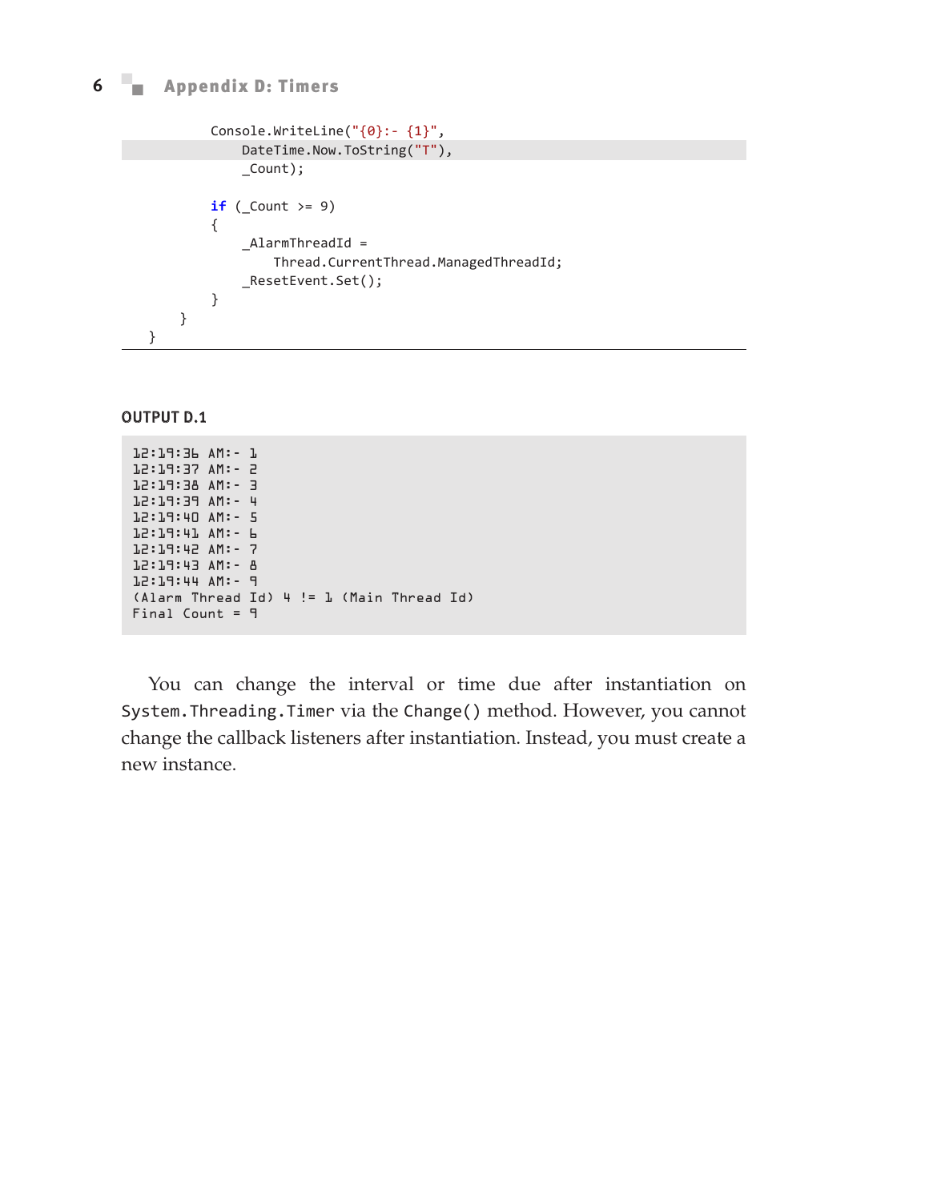```
            Console.WriteLine("{0}:- {1}",
                DateTime.Now.ToString("T"),
                _Count);

            if (_Count >= 9)
            {
                _AlarmThreadId =
                    Thread.CurrentThread.ManagedThreadId;
                _ResetEvent.Set();
            }
        }
    }
```

**OUTPUT D.1**

```
12:19:36 AM:- 1
12:19:37 AM:- 2
12:19:38 AM:- 3
12:19:39 AM:- 4
12:19:40 AM:- 5
12:19:41 AM:- 6
12:19:42 AM:- 7
12:19:43 AM:- 8
12:19:44 AM:- 9
(Alarm Thread Id) 4 != 1 (Main Thread Id)
Final Count = 9
```

You can change the interval or time due after instantiation on `System.Threading.Timer` via the `Change()` method. However, you cannot change the callback listeners after instantiation. Instead, you must create a new instance.